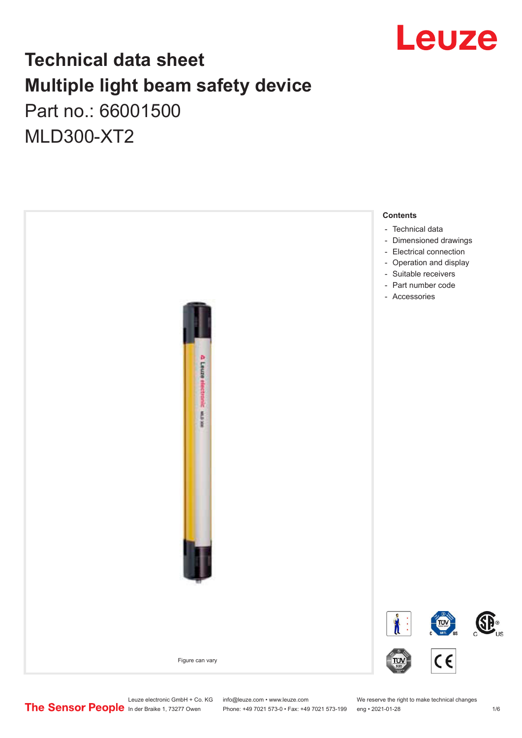# Technical data sheet
# Multiple light beam safety device

Part no.: 66001500

MLD300-XT2

Figure can vary

**Contents**

- Technical data
- Dimensioned drawings
- Electrical connection
- Operation and display
- Suitable receivers
- Part number code
- Accessories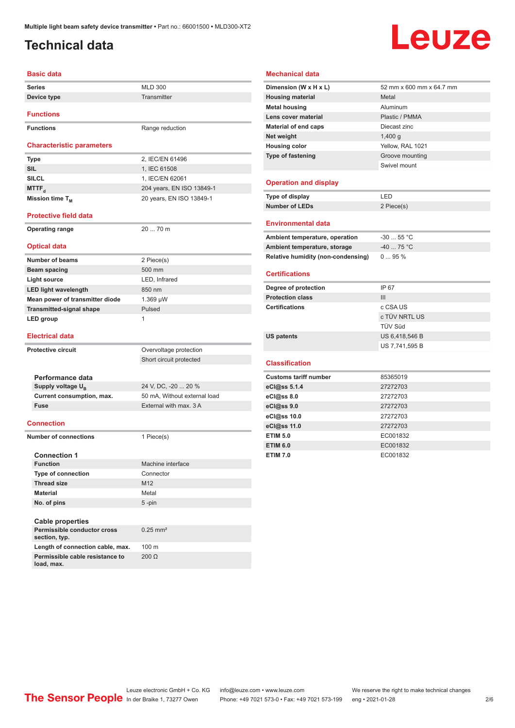# Technical data

## Basic data

| | |
|---|---|
| Series | MLD 300 |
| Device type | Transmitter |

## Functions

| | |
|---|---|
| Functions | Range reduction |

## Characteristic parameters

| | |
|---|---|
| Type | 2, IEC/EN 61496 |
| SIL | 1, IEC 61508 |
| SILCL | 1, IEC/EN 62061 |
| $MTTF_d$ | 204 years, EN ISO 13849-1 |
| Mission time $T_M$ | 20 years, EN ISO 13849-1 |

## Protective field data

| | |
|---|---|
| Operating range | 20 ... 70 m |

## Optical data

| | |
|---|---|
| Number of beams | 2 Piece(s) |
| Beam spacing | 500 mm |
| Light source | LED, Infrared |
| LED light wavelength | 850 nm |
| Mean power of transmitter diode | 1.369 µW |
| Transmitted-signal shape | Pulsed |
| LED group | 1 |

## Electrical data

| | |
|---|---|
| Protective circuit | Overvoltage protection |
| | Short circuit protected |

### Performance data

| | |
|---|---|
| Supply voltage $U_B$ | 24 V, DC, -20 ... 20 % |
| Current consumption, max. | 50 mA, Without external load |
| Fuse | External with max. 3 A |

## Connection

| | |
|---|---|
| Number of connections | 1 Piece(s) |

### Connection 1

| | |
|---|---|
| Function | Machine interface |
| Type of connection | Connector |
| Thread size | M12 |
| Material | Metal |
| No. of pins | 5 -pin |

### Cable properties

| | |
|---|---|
| Permissible conductor cross section, typ. | 0.25 mm² |
| Length of connection cable, max. | 100 m |
| Permissible cable resistance to load, max. | 200 Ω |

## Mechanical data

| | |
|---|---|
| Dimension (W x H x L) | 52 mm x 600 mm x 64.7 mm |
| Housing material | Metal |
| Metal housing | Aluminum |
| Lens cover material | Plastic / PMMA |
| Material of end caps | Diecast zinc |
| Net weight | 1,400 g |
| Housing color | Yellow, RAL 1021 |
| Type of fastening | Groove mounting |
| | Swivel mount |

## Operation and display

| | |
|---|---|
| Type of display | LED |
| Number of LEDs | 2 Piece(s) |

## Environmental data

| | |
|---|---|
| Ambient temperature, operation | -30 ... 55 °C |
| Ambient temperature, storage | -40 ... 75 °C |
| Relative humidity (non-condensing) | 0 ... 95 % |

## Certifications

| | |
|---|---|
| Degree of protection | IP 67 |
| Protection class | III |
| Certifications | c CSA US |
| | c TÜV NRTL US |
| | TÜV Süd |
| US patents | US 6,418,546 B |
| | US 7,741,595 B |

## Classification

| | |
|---|---|
| Customs tariff number | 85365019 |
| eCl@ss 5.1.4 | 27272703 |
| eCl@ss 8.0 | 27272703 |
| eCl@ss 9.0 | 27272703 |
| eCl@ss 10.0 | 27272703 |
| eCl@ss 11.0 | 27272703 |
| ETIM 5.0 | EC001832 |
| ETIM 6.0 | EC001832 |
| ETIM 7.0 | EC001832 |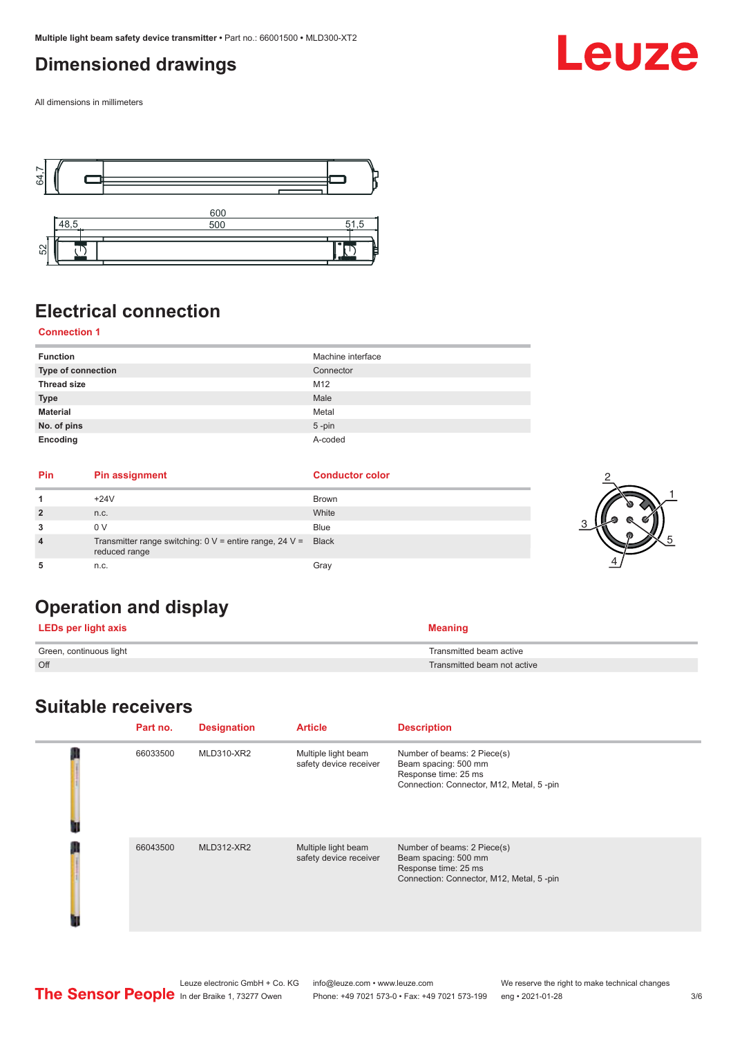## Dimensioned drawings

All dimensions in millimeters

## Electrical connection

**Connection 1**

| | |
|---|---|
| **Function** | Machine interface |
| **Type of connection** | Connector |
| **Thread size** | M12 |
| **Type** | Male |
| **Material** | Metal |
| **No. of pins** | 5 -pin |
| **Encoding** | A-coded |

| Pin | Pin assignment | Conductor color |
|---|---|---|
| **1** | +24V | Brown |
| **2** | n.c. | White |
| **3** | 0 V | Blue |
| **4** | Transmitter range switching: 0 V = entire range, 24 V = reduced range | Black |
| **5** | n.c. | Gray |

## Operation and display

| LEDs per light axis | Meaning |
|---|---|
| Green, continuous light | Transmitted beam active |
| Off | Transmitted beam not active |

## Suitable receivers

| Part no. | Designation | Article | Description |
|---|---|---|---|
| 66033500 | MLD310-XR2 | Multiple light beam safety device receiver | Number of beams: 2 Piece(s)<br>Beam spacing: 500 mm<br>Response time: 25 ms<br>Connection: Connector, M12, Metal, 5 -pin |
| 66043500 | MLD312-XR2 | Multiple light beam safety device receiver | Number of beams: 2 Piece(s)<br>Beam spacing: 500 mm<br>Response time: 25 ms<br>Connection: Connector, M12, Metal, 5 -pin |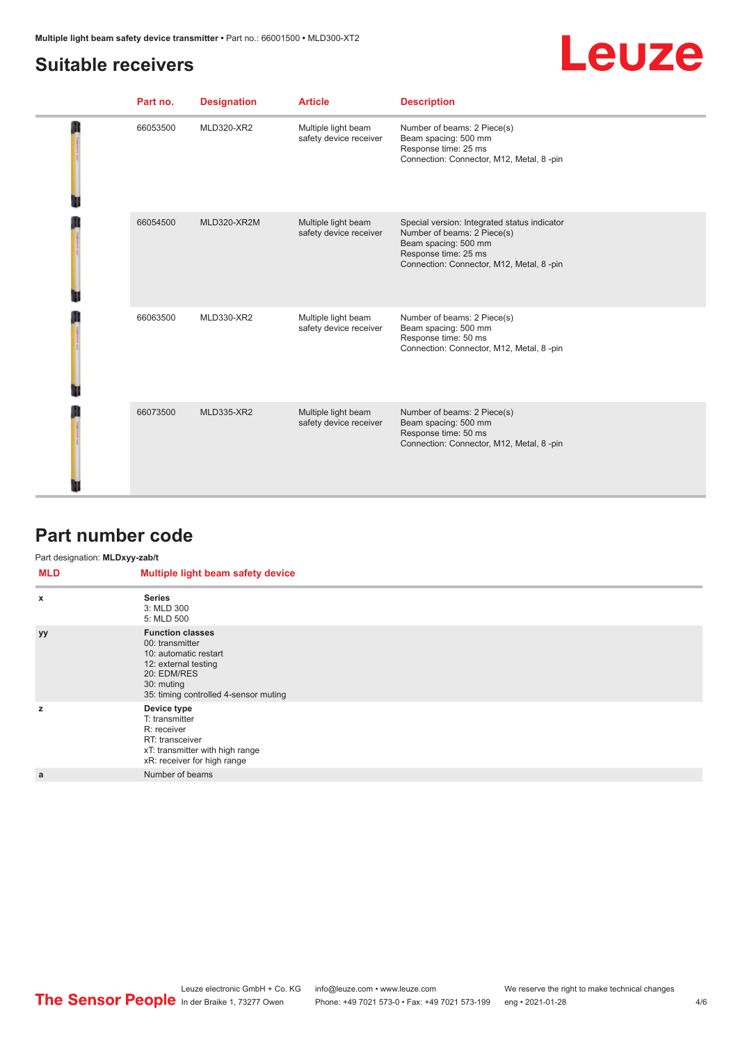## Suitable receivers

| | Part no. | Designation | Article | Description |
|---|---|---|---|---|
| | 66053500 | MLD320-XR2 | Multiple light beam safety device receiver | Number of beams: 2 Piece(s)<br>Beam spacing: 500 mm<br>Response time: 25 ms<br>Connection: Connector, M12, Metal, 8 -pin |
| | 66054500 | MLD320-XR2M | Multiple light beam safety device receiver | Special version: Integrated status indicator<br>Number of beams: 2 Piece(s)<br>Beam spacing: 500 mm<br>Response time: 25 ms<br>Connection: Connector, M12, Metal, 8 -pin |
| | 66063500 | MLD330-XR2 | Multiple light beam safety device receiver | Number of beams: 2 Piece(s)<br>Beam spacing: 500 mm<br>Response time: 50 ms<br>Connection: Connector, M12, Metal, 8 -pin |
| | 66073500 | MLD335-XR2 | Multiple light beam safety device receiver | Number of beams: 2 Piece(s)<br>Beam spacing: 500 mm<br>Response time: 50 ms<br>Connection: Connector, M12, Metal, 8 -pin |

## Part number code

Part designation: **MLDxyy-zab/t**

| MLD | Multiple light beam safety device |
|---|---|
| x | **Series**<br>3: MLD 300<br>5: MLD 500 |
| yy | **Function classes**<br>00: transmitter<br>10: automatic restart<br>12: external testing<br>20: EDM/RES<br>30: muting<br>35: timing controlled 4-sensor muting |
| z | **Device type**<br>T: transmitter<br>R: receiver<br>RT: transceiver<br>xT: transmitter with high range<br>xR: receiver for high range |
| a | Number of beams |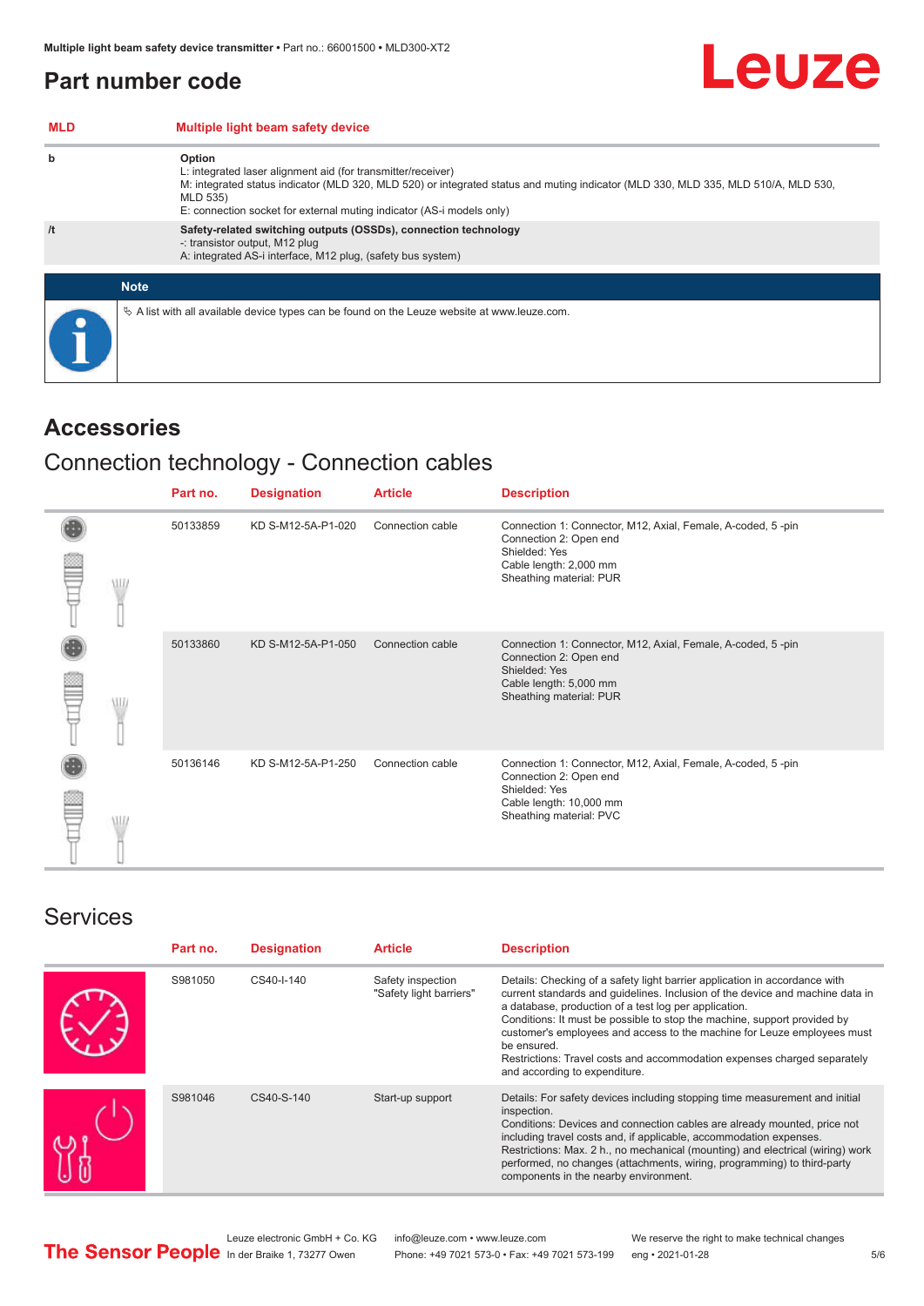# Part number code

| MLD | Multiple light beam safety device |
|---|---|
| b | **Option**<br>L: integrated laser alignment aid (for transmitter/receiver)<br>M: integrated status indicator (MLD 320, MLD 520) or integrated status and muting indicator (MLD 330, MLD 335, MLD 510/A, MLD 530, MLD 535)<br>E: connection socket for external muting indicator (AS-i models only) |
| /t | **Safety-related switching outputs (OSSDs), connection technology**<br>-: transistor output, M12 plug<br>A: integrated AS-i interface, M12 plug, (safety bus system) |

**Note**

↳ A list with all available device types can be found on the Leuze website at www.leuze.com.

# Accessories

## Connection technology - Connection cables

| Part no. | Designation | Article | Description |
|---|---|---|---|
| 50133859 | KD S-M12-5A-P1-020 | Connection cable | Connection 1: Connector, M12, Axial, Female, A-coded, 5 -pin<br>Connection 2: Open end<br>Shielded: Yes<br>Cable length: 2,000 mm<br>Sheathing material: PUR |
| 50133860 | KD S-M12-5A-P1-050 | Connection cable | Connection 1: Connector, M12, Axial, Female, A-coded, 5 -pin<br>Connection 2: Open end<br>Shielded: Yes<br>Cable length: 5,000 mm<br>Sheathing material: PUR |
| 50136146 | KD S-M12-5A-P1-250 | Connection cable | Connection 1: Connector, M12, Axial, Female, A-coded, 5 -pin<br>Connection 2: Open end<br>Shielded: Yes<br>Cable length: 10,000 mm<br>Sheathing material: PVC |

## Services

| Part no. | Designation | Article | Description |
|---|---|---|---|
| S981050 | CS40-I-140 | Safety inspection "Safety light barriers" | Details: Checking of a safety light barrier application in accordance with current standards and guidelines. Inclusion of the device and machine data in a database, production of a test log per application.<br>Conditions: It must be possible to stop the machine, support provided by customer's employees and access to the machine for Leuze employees must be ensured.<br>Restrictions: Travel costs and accommodation expenses charged separately and according to expenditure. |
| S981046 | CS40-S-140 | Start-up support | Details: For safety devices including stopping time measurement and initial inspection.<br>Conditions: Devices and connection cables are already mounted, price not including travel costs and, if applicable, accommodation expenses.<br>Restrictions: Max. 2 h., no mechanical (mounting) and electrical (wiring) work performed, no changes (attachments, wiring, programming) to third-party components in the nearby environment. |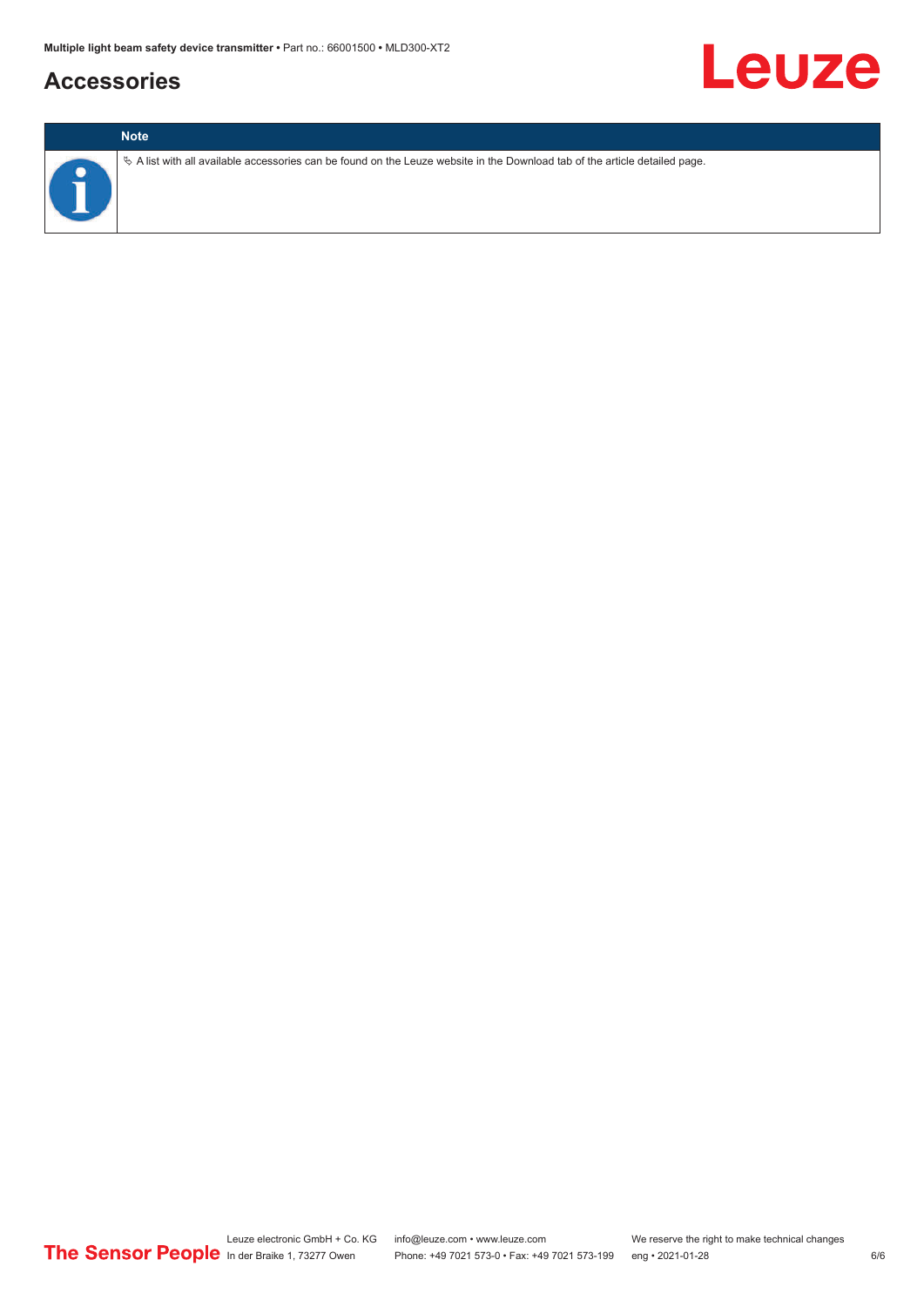## Accessories

| | Note |
|---|---|
| | ✎ A list with all available accessories can be found on the Leuze website in the Download tab of the article detailed page. |